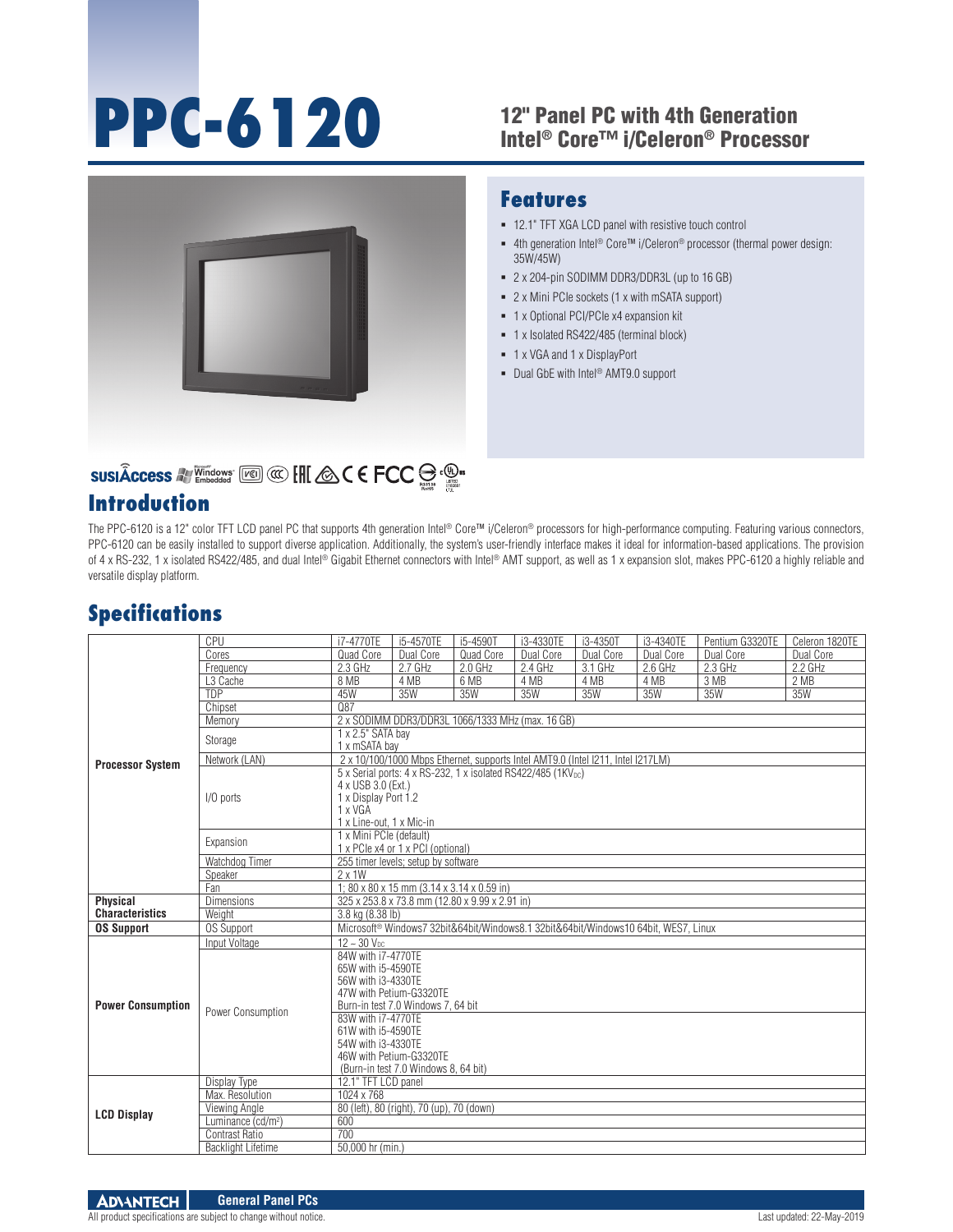# PPC-6120

## 12" Panel PC with 4th Generation Intel® Core™ i/Celeron® Processor

## Features

- 12.1" TFT XGA LCD panel with resistive touch control
- 4th generation Intel® Core™ i/Celeron® processor (thermal power design: 35W/45W)
- 2 x 204-pin SODIMM DDR3/DDR3L (up to 16 GB)
- 2 x Mini PCIe sockets (1 x with mSATA support)
- 1 x Optional PCI/PCIe x4 expansion kit
- 1 x Isolated RS422/485 (terminal block)
- 1 x VGA and 1 x DisplayPort
- Dual GbE with Intel® AMT9.0 support

## Introduction

The PPC-6120 is a 12" color TFT LCD panel PC that supports 4th generation Intel® Core™ i/Celeron® processors for high-performance computing. Featuring various connectors, PPC-6120 can be easily installed to support diverse application. Additionally, the system's user-friendly interface makes it ideal for information-based applications. The provision of 4 x RS-232, 1 x isolated RS422/485, and dual Intel® Gigabit Ethernet connectors with Intel® AMT support, as well as 1 x expansion slot, makes PPC-6120 a highly reliable and versatile display platform.

## Specifications

| | | | | | | | | | |
|---|---|---|---|---|---|---|---|---|---|
| **Processor System** | CPU | i7-4770TE | i5-4570TE | i5-4590T | i3-4330TE | i3-4350T | i3-4340TE | Pentium G3320TE | Celeron 1820TE |
| | Cores | Quad Core | Dual Core | Quad Core | Dual Core | Dual Core | Dual Core | Dual Core | Dual Core |
| | Frequency | 2.3 GHz | 2.7 GHz | 2.0 GHz | 2.4 GHz | 3.1 GHz | 2.6 GHz | 2.3 GHz | 2.2 GHz |
| | L3 Cache | 8 MB | 4 MB | 6 MB | 4 MB | 4 MB | 4 MB | 3 MB | 2 MB |
| | TDP | 45W | 35W | 35W | 35W | 35W | 35W | 35W | 35W |
| | Chipset | Q87 | | | | | | | |
| | Memory | 2 x SODIMM DDR3/DDR3L 1066/1333 MHz (max. 16 GB) | | | | | | | |
| | Storage | 1 x 2.5" SATA bay<br>1 x mSATA bay | | | | | | | |
| | Network (LAN) | 2 x 10/100/1000 Mbps Ethernet, supports Intel AMT9.0 (Intel I211, Intel I217LM) | | | | | | | |
| | I/O ports | 5 x Serial ports: 4 x RS-232, 1 x isolated RS422/485 (1KV$_{DC}$)<br>4 x USB 3.0 (Ext.)<br>1 x Display Port 1.2<br>1 x VGA<br>1 x Line-out, 1 x Mic-in | | | | | | | |
| | Expansion | 1 x Mini PCIe (default)<br>1 x PCIe x4 or 1 x PCI (optional) | | | | | | | |
| | Watchdog Timer | 255 timer levels; setup by software | | | | | | | |
| | Speaker | 2 x 1W | | | | | | | |
| | Fan | 1; 80 x 80 x 15 mm (3.14 x 3.14 x 0.59 in) | | | | | | | |
| **Physical Characteristics** | Dimensions | 325 x 253.8 x 73.8 mm (12.80 x 9.99 x 2.91 in) | | | | | | | |
| | Weight | 3.8 kg (8.38 lb) | | | | | | | |
| **OS Support** | OS Support | Microsoft® Windows7 32bit&64bit/Windows8.1 32bit&64bit/Windows10 64bit, WES7, Linux | | | | | | | |
| **Power Consumption** | Input Voltage | 12 – 30 V$_{DC}$ | | | | | | | |
| | Power Consumption | 84W with i7-4770TE<br>65W with i5-4590TE<br>56W with i3-4330TE<br>47W with Petium-G3320TE<br>Burn-in test 7.0 Windows 7, 64 bit | | | | | | | |
| | | 83W with i7-4770TE<br>61W with i5-4590TE<br>54W with i3-4330TE<br>46W with Petium-G3320TE<br>(Burn-in test 7.0 Windows 8, 64 bit) | | | | | | | |
| **LCD Display** | Display Type | 12.1" TFT LCD panel | | | | | | | |
| | Max. Resolution | 1024 x 768 | | | | | | | |
| | Viewing Angle | 80 (left), 80 (right), 70 (up), 70 (down) | | | | | | | |
| | Luminance (cd/m²) | 600 | | | | | | | |
| | Contrast Ratio | 700 | | | | | | | |
| | Backlight Lifetime | 50,000 hr (min.) | | | | | | | |

All product specifications are subject to change without notice.

Last updated: 22-May-2019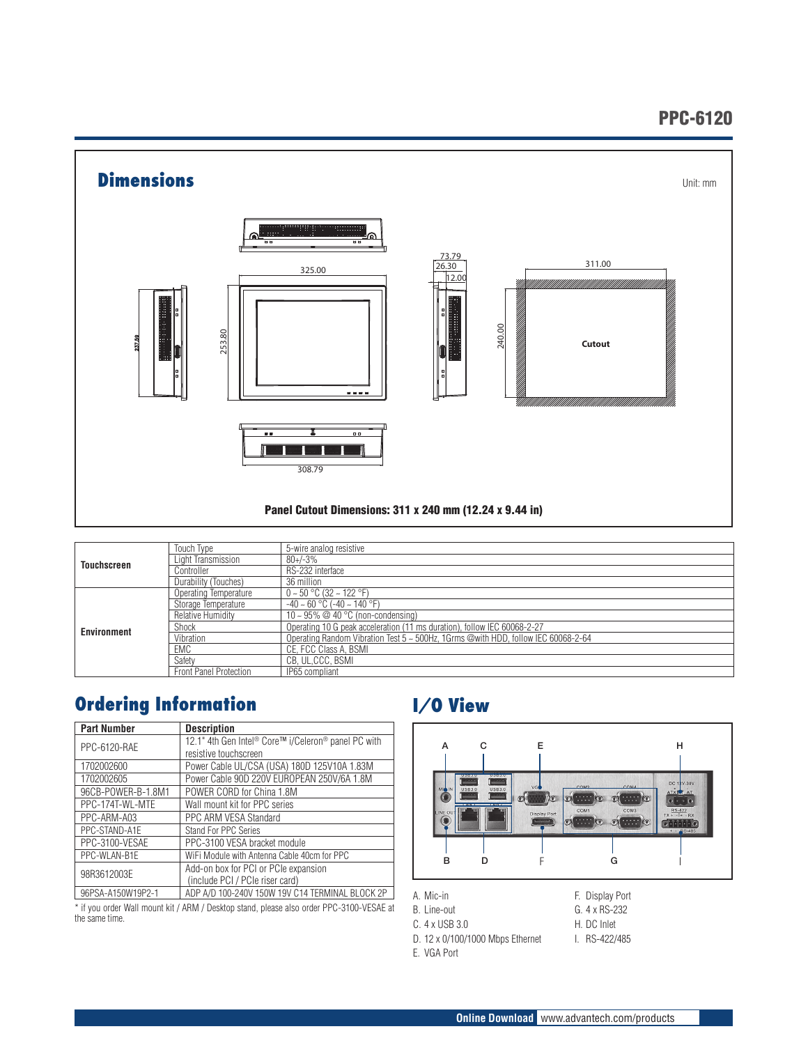## Dimensions

Unit: mm

325.00

253.80

237.59

73.79
26.30
12.00

311.00

240.00

Cutout

308.79

**Panel Cutout Dimensions: 311 x 240 mm (12.24 x 9.44 in)**

| | | |
|---|---|---|
| **Touchscreen** | Touch Type | 5-wire analog resistive |
| | Light Transmission | 80+/-3% |
| | Controller | RS-232 interface |
| | Durability (Touches) | 36 million |
| **Environment** | Operating Temperature | 0 – 50 °C (32 – 122 °F) |
| | Storage Temperature | -40 – 60 °C (-40 – 140 °F) |
| | Relative Humidity | 10 – 95% @ 40 °C (non-condensing) |
| | Shock | Operating 10 G peak acceleration (11 ms duration), follow IEC 60068-2-27 |
| | Vibration | Operating Random Vibration Test 5 – 500Hz, 1Grms @with HDD, follow IEC 60068-2-64 |
| | EMC | CE, FCC Class A, BSMI |
| | Safety | CB, UL,CCC, BSMI |
| | Front Panel Protection | IP65 compliant |

## Ordering Information

| Part Number | Description |
|---|---|
| PPC-6120-RAE | 12.1" 4th Gen Intel® Core™ i/Celeron® panel PC with resistive touchscreen |
| 1702002600 | Power Cable UL/CSA (USA) 180D 125V10A 1.83M |
| 1702002605 | Power Cable 90D 220V EUROPEAN 250V/6A 1.8M |
| 96CB-POWER-B-1.8M1 | POWER CORD for China 1.8M |
| PPC-174T-WL-MTE | Wall mount kit for PPC series |
| PPC-ARM-A03 | PPC ARM VESA Standard |
| PPC-STAND-A1E | Stand For PPC Series |
| PPC-3100-VESAE | PPC-3100 VESA bracket module |
| PPC-WLAN-B1E | WiFi Module with Antenna Cable 40cm for PPC |
| 98R3612003E | Add-on box for PCI or PCIe expansion (include PCI / PCIe riser card) |
| 96PSA-A150W19P2-1 | ADP A/D 100-240V 150W 19V C14 TERMINAL BLOCK 2P |

* if you order Wall mount kit / ARM / Desktop stand, please also order PPC-3100-VESAE at the same time.

## I/O View

A. Mic-in
B. Line-out
C. 4 x USB 3.0
D. 12 x 0/100/1000 Mbps Ethernet
E. VGA Port
F. Display Port
G. 4 x RS-232
H. DC Inlet
I. RS-422/485

**Online Download** www.advantech.com/products